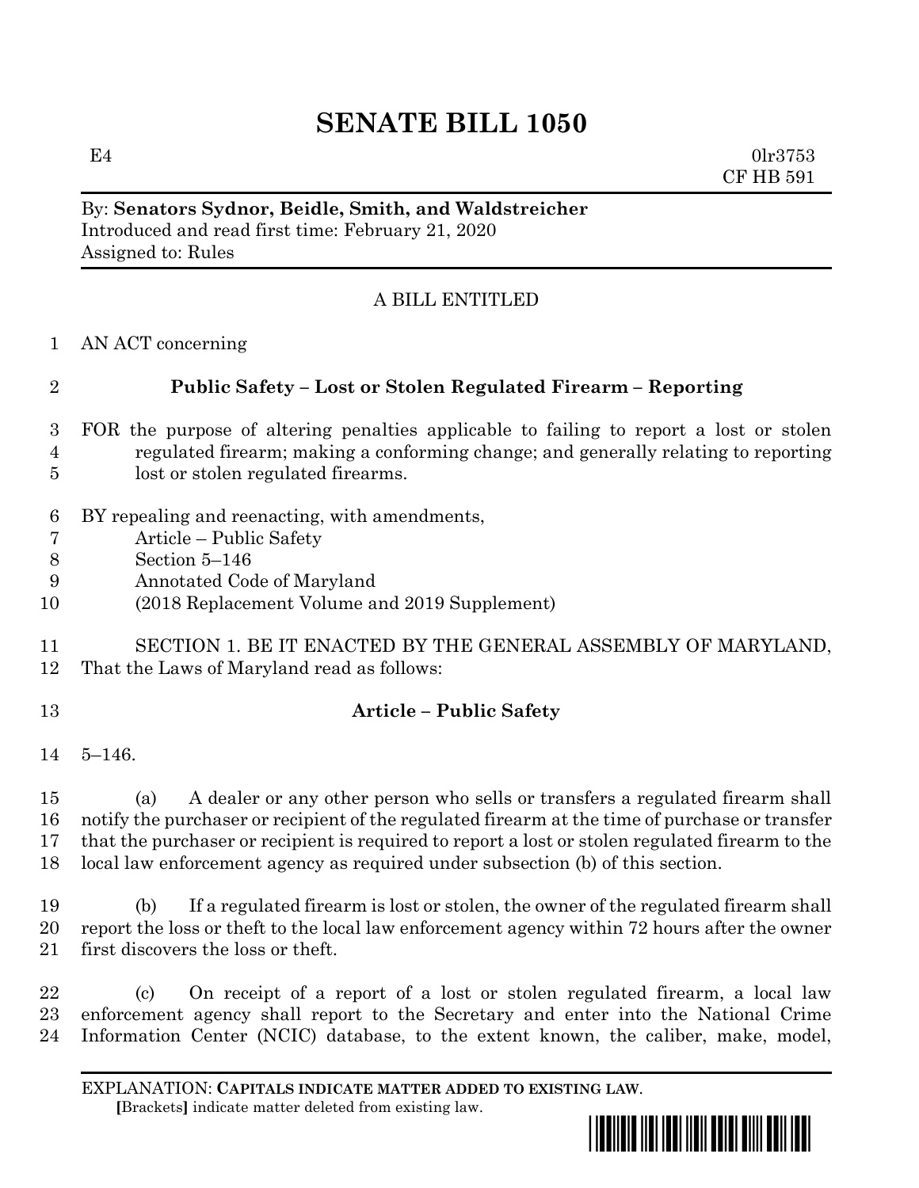# SENATE BILL 1050

E4 0lr3753
CF HB 591

By: **Senators Sydnor, Beidle, Smith, and Waldstreicher**
Introduced and read first time: February 21, 2020
Assigned to: Rules

A BILL ENTITLED

1 AN ACT concerning

2 **Public Safety – Lost or Stolen Regulated Firearm – Reporting**

3 FOR the purpose of altering penalties applicable to failing to report a lost or stolen
4 regulated firearm; making a conforming change; and generally relating to reporting
5 lost or stolen regulated firearms.

6 BY repealing and reenacting, with amendments,
7 Article – Public Safety
8 Section 5–146
9 Annotated Code of Maryland
10 (2018 Replacement Volume and 2019 Supplement)

11 SECTION 1. BE IT ENACTED BY THE GENERAL ASSEMBLY OF MARYLAND,
12 That the Laws of Maryland read as follows:

13 **Article – Public Safety**

14 5–146.

15 (a) A dealer or any other person who sells or transfers a regulated firearm shall
16 notify the purchaser or recipient of the regulated firearm at the time of purchase or transfer
17 that the purchaser or recipient is required to report a lost or stolen regulated firearm to the
18 local law enforcement agency as required under subsection (b) of this section.

19 (b) If a regulated firearm is lost or stolen, the owner of the regulated firearm shall
20 report the loss or theft to the local law enforcement agency within 72 hours after the owner
21 first discovers the loss or theft.

22 (c) On receipt of a report of a lost or stolen regulated firearm, a local law
23 enforcement agency shall report to the Secretary and enter into the National Crime
24 Information Center (NCIC) database, to the extent known, the caliber, make, model,

EXPLANATION: **CAPITALS INDICATE MATTER ADDED TO EXISTING LAW**.
**[**Brackets**]** indicate matter deleted from existing law.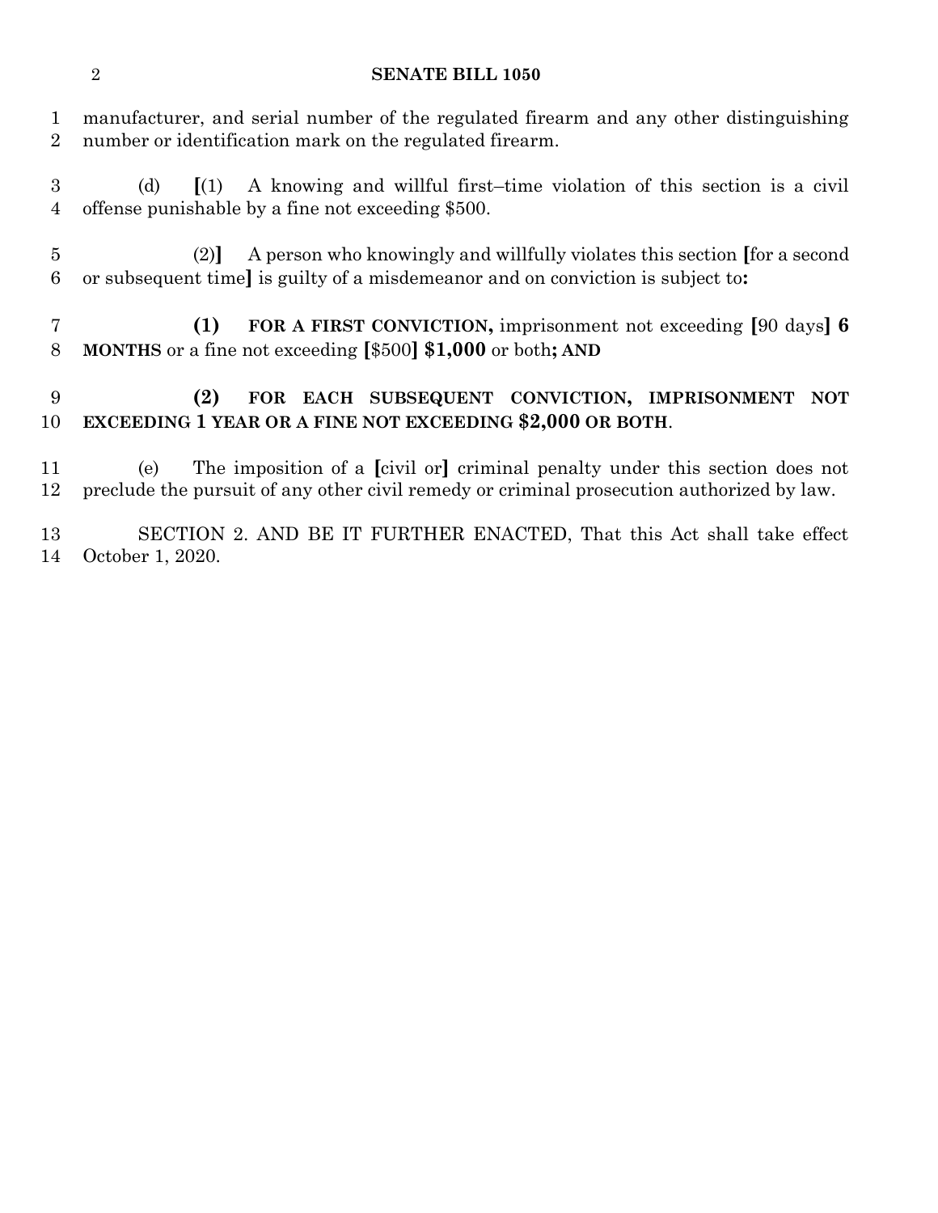manufacturer, and serial number of the regulated firearm and any other distinguishing number or identification mark on the regulated firearm.

(d) [(1) A knowing and willful first–time violation of this section is a civil offense punishable by a fine not exceeding $500.

(2)] A person who knowingly and willfully violates this section [for a second or subsequent time] is guilty of a misdemeanor and on conviction is subject to**:**

**(1) FOR A FIRST CONVICTION,** imprisonment not exceeding [90 days] **6 MONTHS** or a fine not exceeding [$500] **$1,000** or both**; AND**

**(2) FOR EACH SUBSEQUENT CONVICTION, IMPRISONMENT NOT EXCEEDING 1 YEAR OR A FINE NOT EXCEEDING $2,000 OR BOTH**.

(e) The imposition of a [civil or] criminal penalty under this section does not preclude the pursuit of any other civil remedy or criminal prosecution authorized by law.

SECTION 2. AND BE IT FURTHER ENACTED, That this Act shall take effect October 1, 2020.